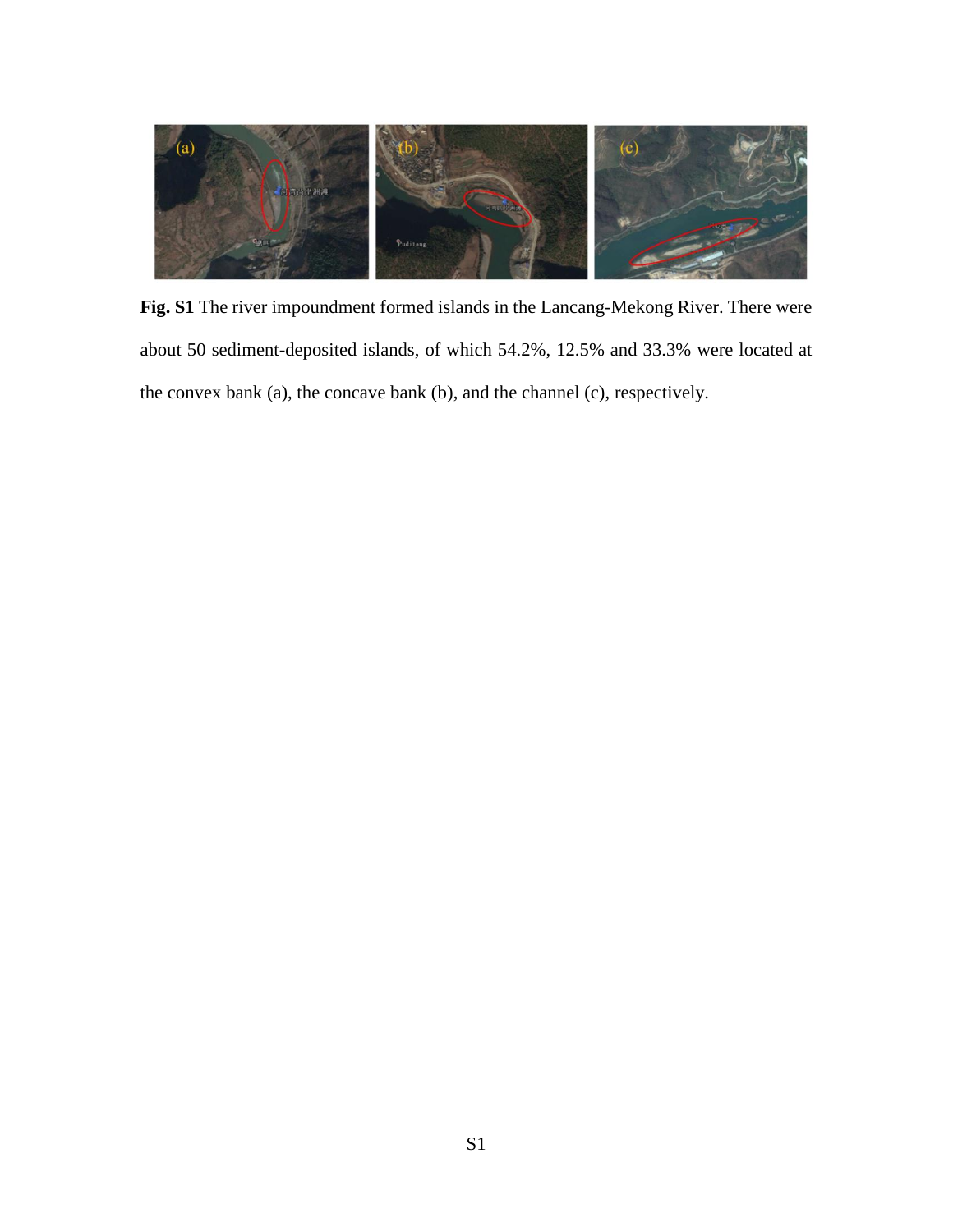**Fig. S1** The river impoundment formed islands in the Lancang-Mekong River. There were about 50 sediment-deposited islands, of which 54.2%, 12.5% and 33.3% were located at the convex bank (a), the concave bank (b), and the channel (c), respectively.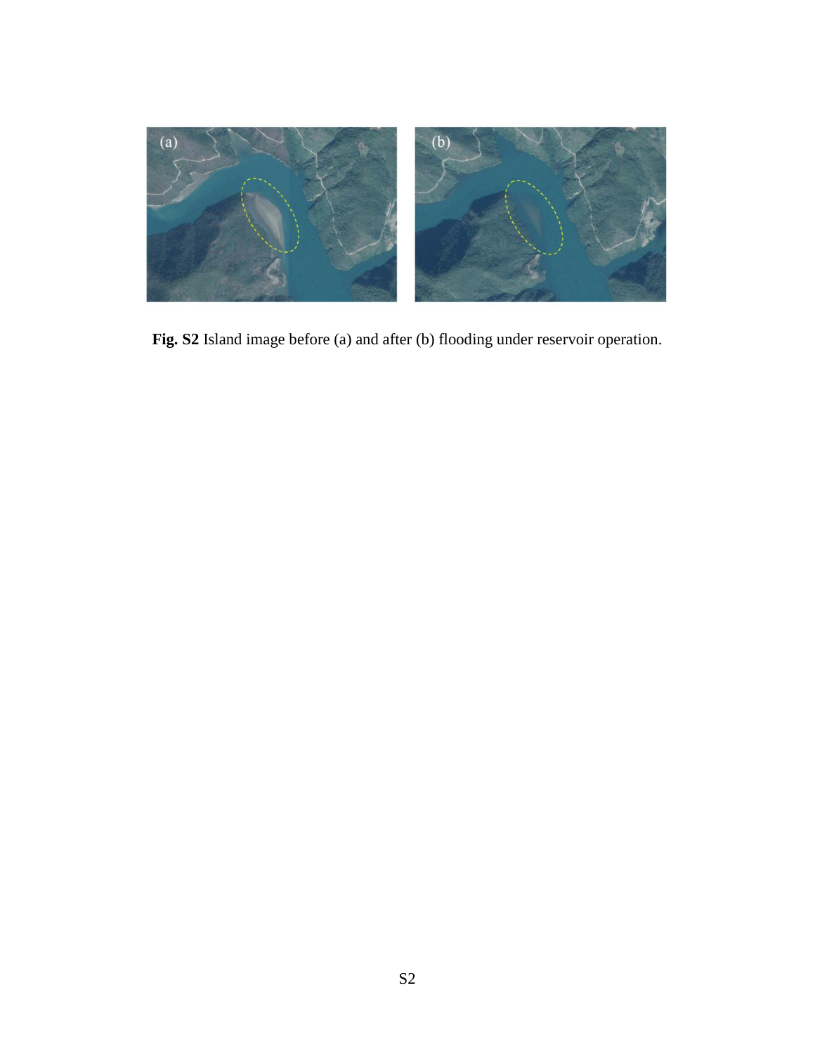**Fig. S2** Island image before (a) and after (b) flooding under reservoir operation.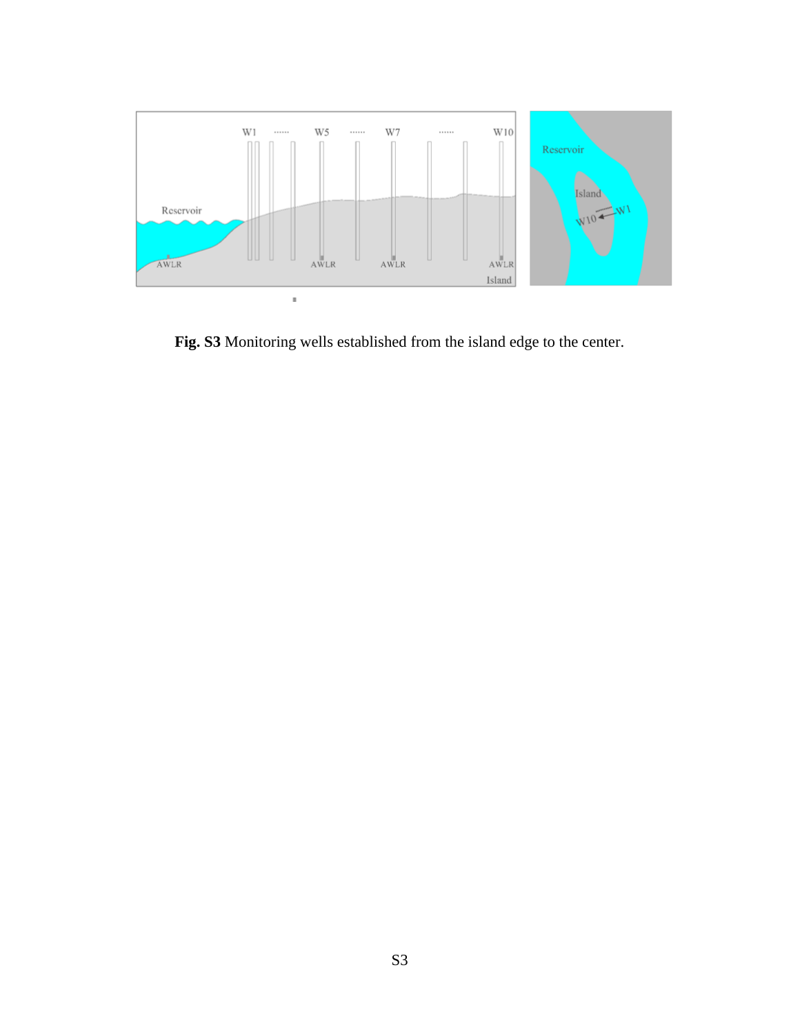**Fig. S3** Monitoring wells established from the island edge to the center.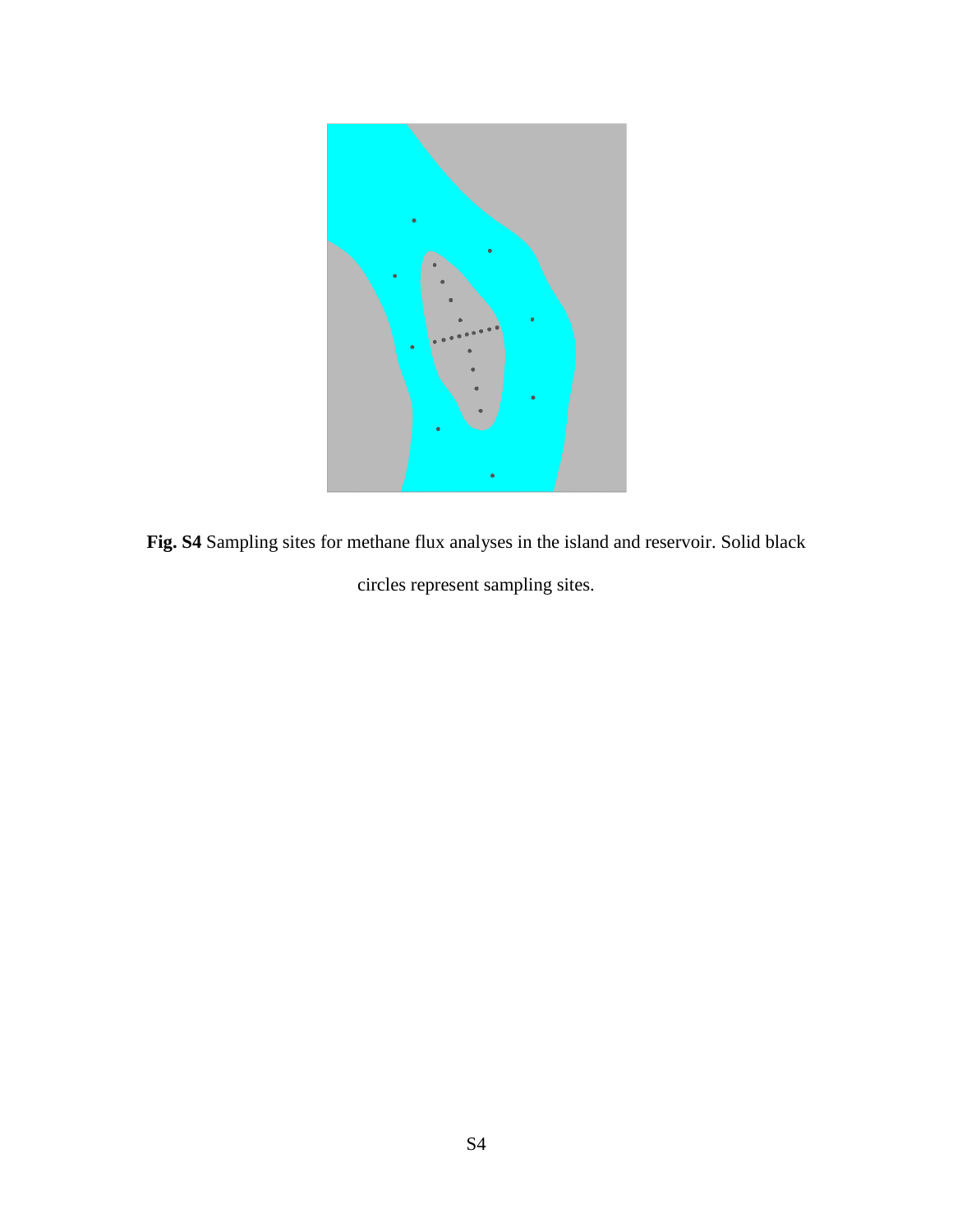**Fig. S4** Sampling sites for methane flux analyses in the island and reservoir. Solid black circles represent sampling sites.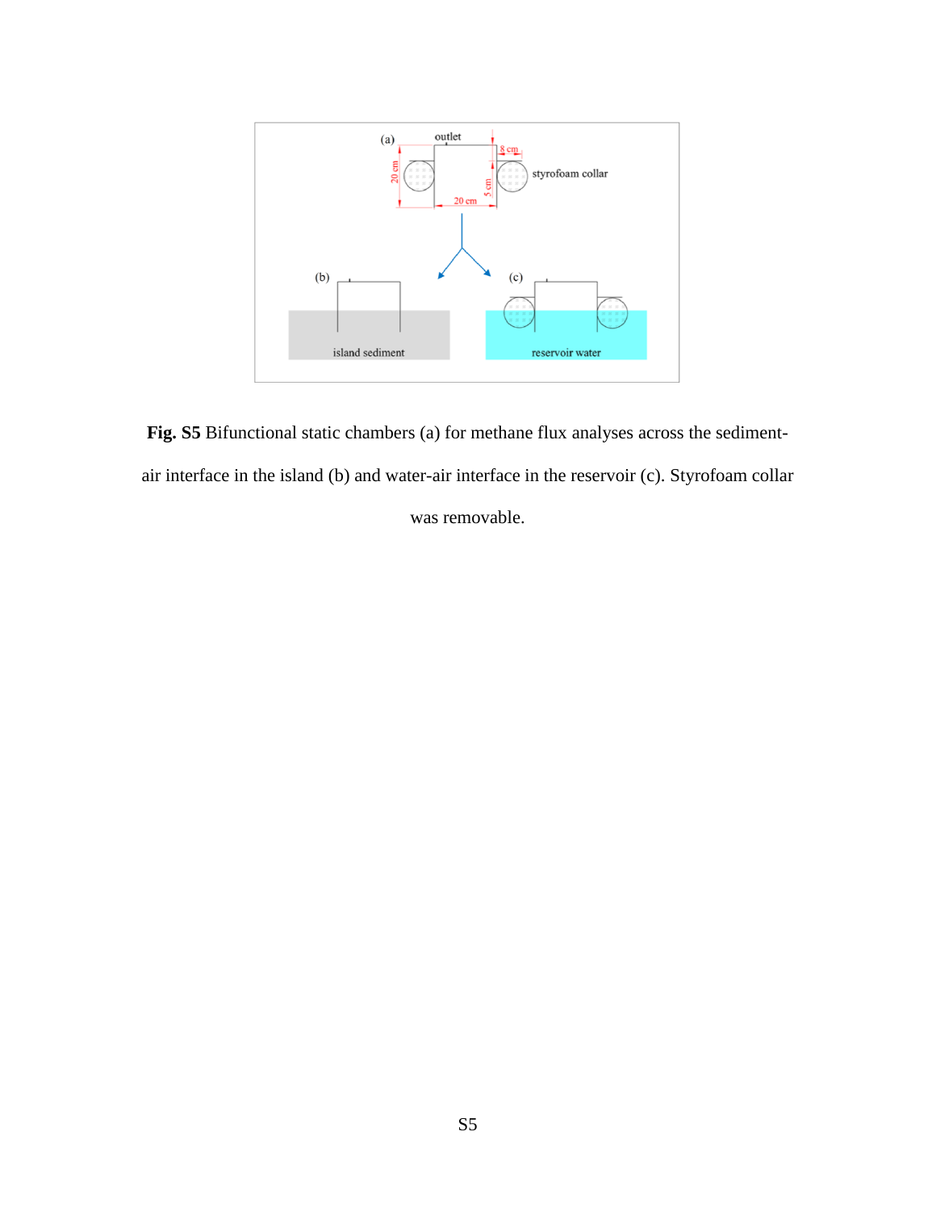**Fig. S5** Bifunctional static chambers (a) for methane flux analyses across the sediment-air interface in the island (b) and water-air interface in the reservoir (c). Styrofoam collar was removable.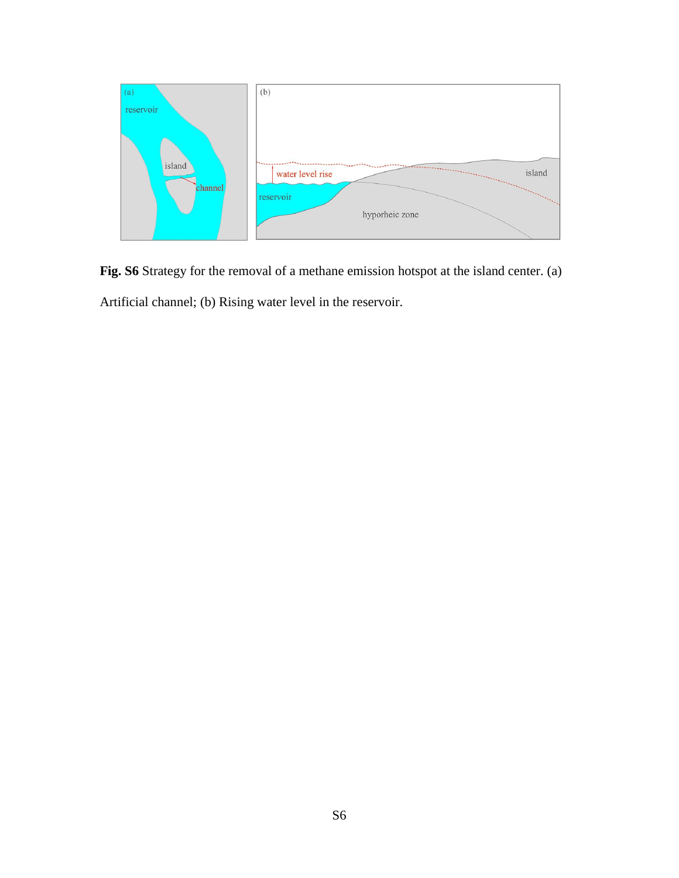**Fig. S6** Strategy for the removal of a methane emission hotspot at the island center. (a) Artificial channel; (b) Rising water level in the reservoir.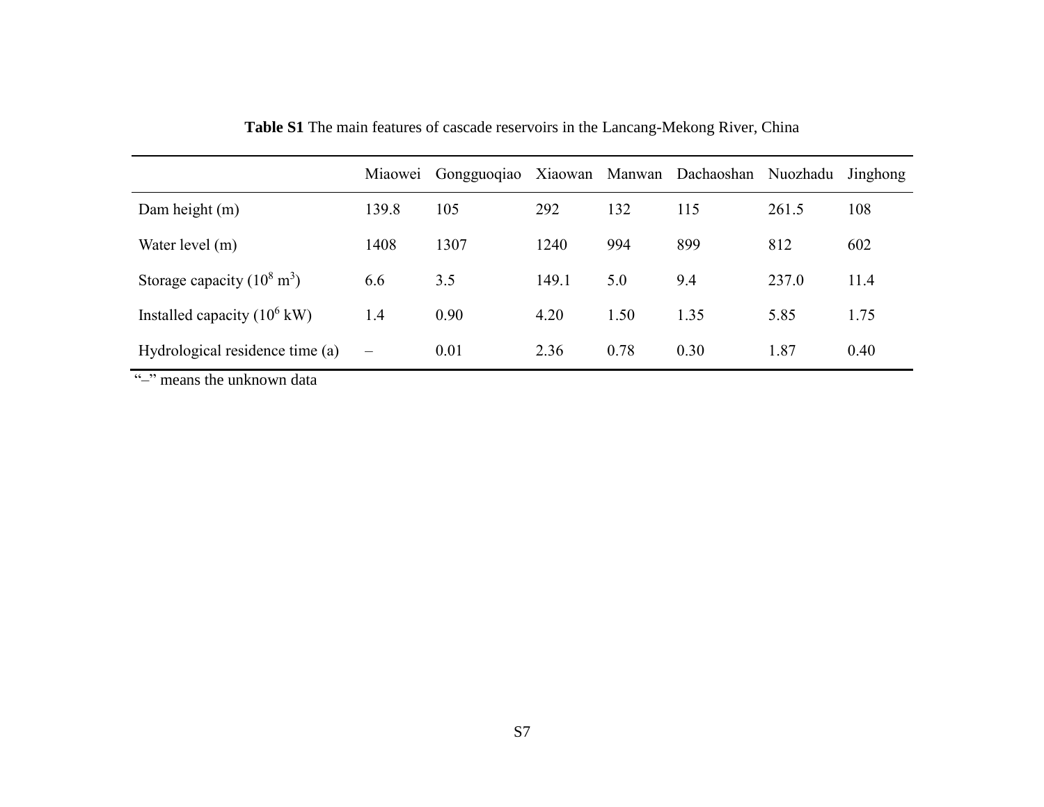**Table S1** The main features of cascade reservoirs in the Lancang-Mekong River, China

| | Miaowei | Gongguoqiao | Xiaowan | Manwan | Dachaoshan | Nuozhadu | Jinghong |
|---|---|---|---|---|---|---|---|
| Dam height (m) | 139.8 | 105 | 292 | 132 | 115 | 261.5 | 108 |
| Water level (m) | 1408 | 1307 | 1240 | 994 | 899 | 812 | 602 |
| Storage capacity ($10^8$ $m^3$) | 6.6 | 3.5 | 149.1 | 5.0 | 9.4 | 237.0 | 11.4 |
| Installed capacity ($10^6$ kW) | 1.4 | 0.90 | 4.20 | 1.50 | 1.35 | 5.85 | 1.75 |
| Hydrological residence time (a) | – | 0.01 | 2.36 | 0.78 | 0.30 | 1.87 | 0.40 |

"–" means the unknown data